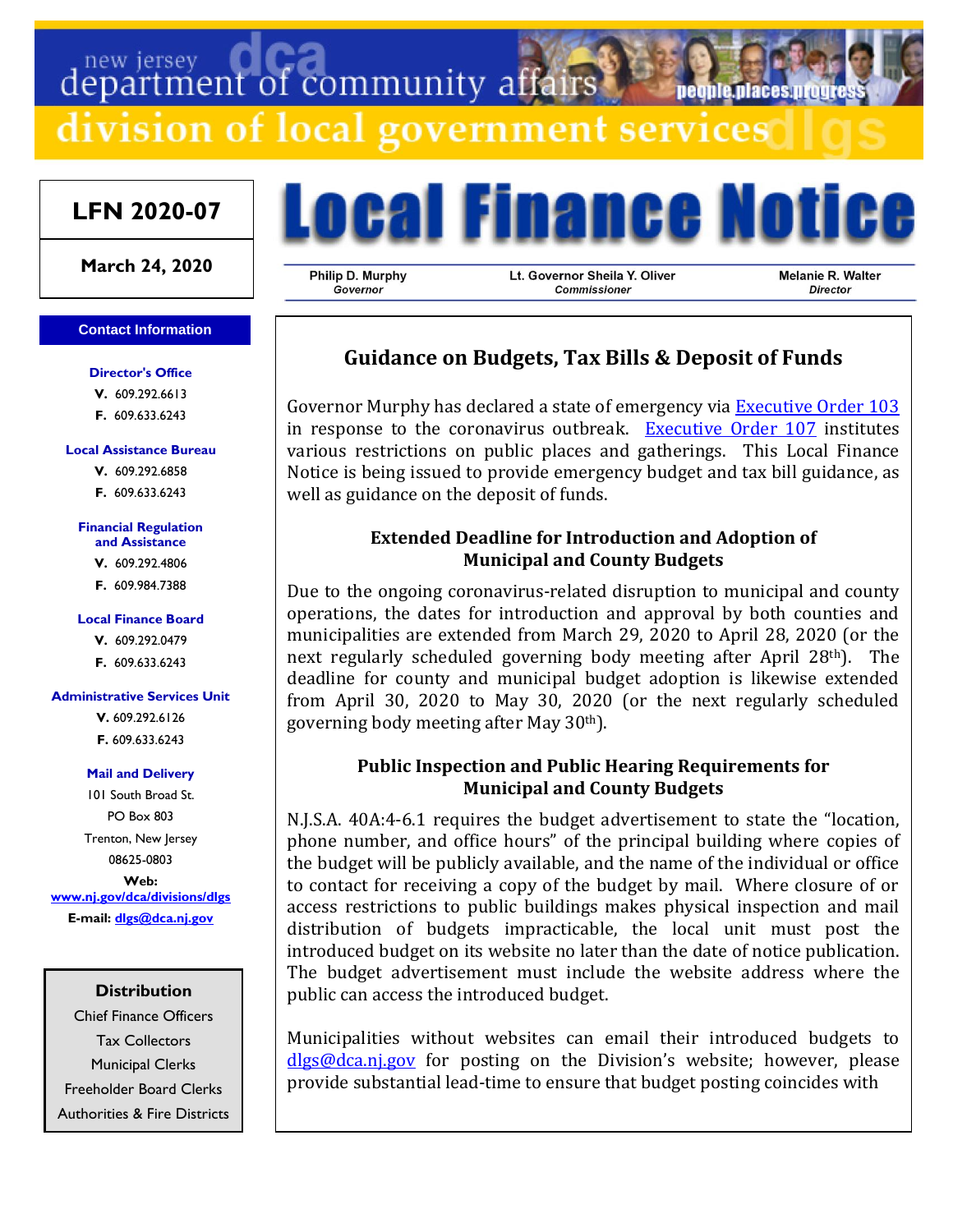new jersey department of community affairs

division of local government services

**LFN 2020-07**

**March 24, 2020**

# Local Finance Notice

| Philip D. Murphy | Lt. Governor Sheila Y. Oliver | Melanie R. Walter |
|---|---|---|
| *Governor* | *Commissioner* | *Director* |

**Contact Information**

**Director's Office**
V. 609.292.6613
F. 609.633.6243

**Local Assistance Bureau**
V. 609.292.6858
F. 609.633.6243

**Financial Regulation and Assistance**
V. 609.292.4806
F. 609.984.7388

**Local Finance Board**
V. 609.292.0479
F. 609.633.6243

**Administrative Services Unit**
V. 609.292.6126
F. 609.633.6243

**Mail and Delivery**
101 South Broad St.
PO Box 803
Trenton, New Jersey
08625-0803

**Web:** www.nj.gov/dca/divisions/dlgs
**E-mail:** dlgs@dca.nj.gov

**Distribution**
Chief Finance Officers
Tax Collectors
Municipal Clerks
Freeholder Board Clerks
Authorities & Fire Districts

## Guidance on Budgets, Tax Bills & Deposit of Funds

Governor Murphy has declared a state of emergency via Executive Order 103 in response to the coronavirus outbreak. Executive Order 107 institutes various restrictions on public places and gatherings. This Local Finance Notice is being issued to provide emergency budget and tax bill guidance, as well as guidance on the deposit of funds.

### Extended Deadline for Introduction and Adoption of Municipal and County Budgets

Due to the ongoing coronavirus-related disruption to municipal and county operations, the dates for introduction and approval by both counties and municipalities are extended from March 29, 2020 to April 28, 2020 (or the next regularly scheduled governing body meeting after April 28th). The deadline for county and municipal budget adoption is likewise extended from April 30, 2020 to May 30, 2020 (or the next regularly scheduled governing body meeting after May 30th).

### Public Inspection and Public Hearing Requirements for Municipal and County Budgets

N.J.S.A. 40A:4-6.1 requires the budget advertisement to state the "location, phone number, and office hours" of the principal building where copies of the budget will be publicly available, and the name of the individual or office to contact for receiving a copy of the budget by mail. Where closure of or access restrictions to public buildings makes physical inspection and mail distribution of budgets impracticable, the local unit must post the introduced budget on its website no later than the date of notice publication. The budget advertisement must include the website address where the public can access the introduced budget.

Municipalities without websites can email their introduced budgets to dlgs@dca.nj.gov for posting on the Division's website; however, please provide substantial lead-time to ensure that budget posting coincides with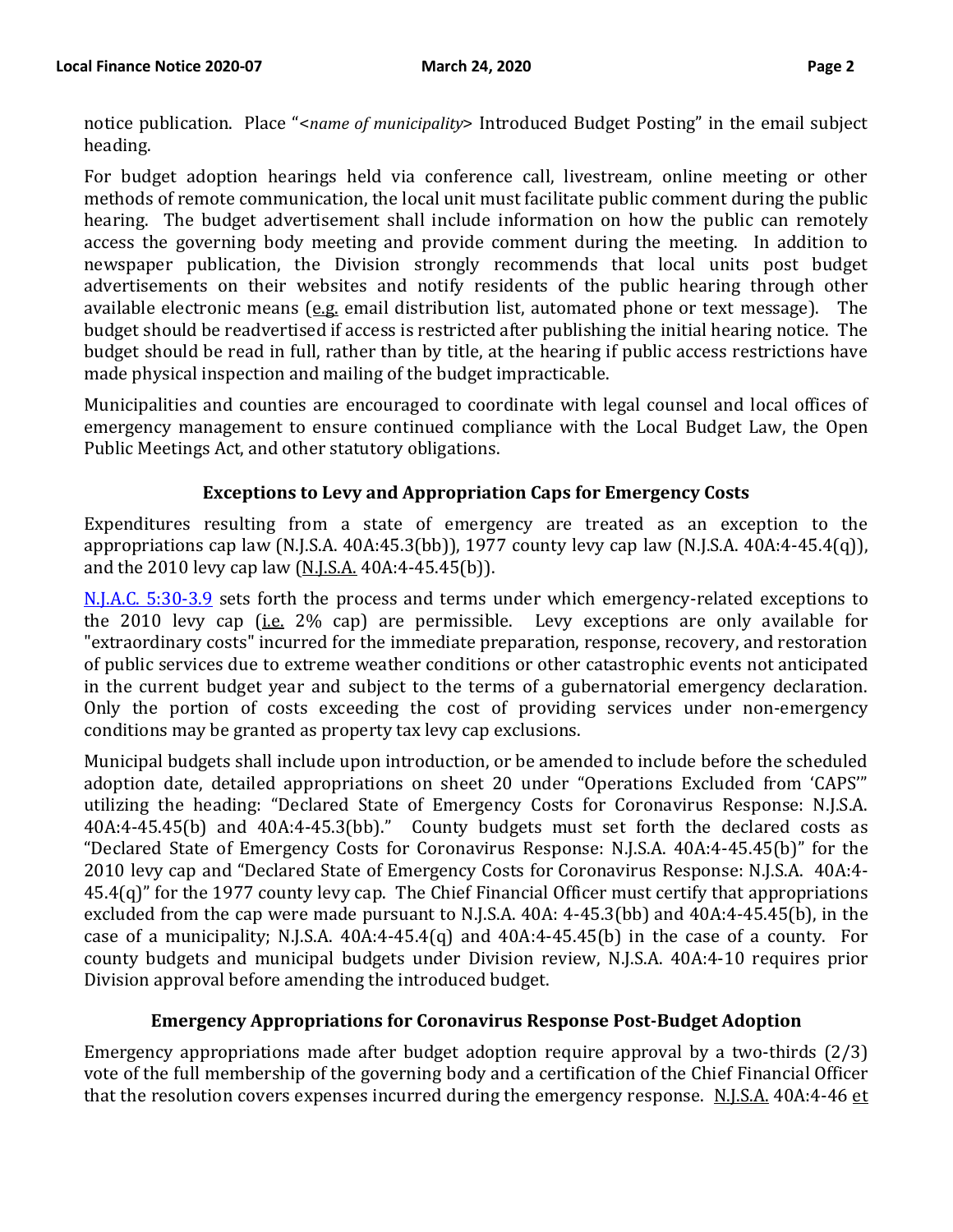notice publication. Place "<*name of municipality*> Introduced Budget Posting" in the email subject heading.

For budget adoption hearings held via conference call, livestream, online meeting or other methods of remote communication, the local unit must facilitate public comment during the public hearing. The budget advertisement shall include information on how the public can remotely access the governing body meeting and provide comment during the meeting. In addition to newspaper publication, the Division strongly recommends that local units post budget advertisements on their websites and notify residents of the public hearing through other available electronic means (e.g. email distribution list, automated phone or text message). The budget should be readvertised if access is restricted after publishing the initial hearing notice. The budget should be read in full, rather than by title, at the hearing if public access restrictions have made physical inspection and mailing of the budget impracticable.

Municipalities and counties are encouraged to coordinate with legal counsel and local offices of emergency management to ensure continued compliance with the Local Budget Law, the Open Public Meetings Act, and other statutory obligations.

### Exceptions to Levy and Appropriation Caps for Emergency Costs

Expenditures resulting from a state of emergency are treated as an exception to the appropriations cap law (N.J.S.A. 40A:45.3(bb)), 1977 county levy cap law (N.J.S.A. 40A:4-45.4(q)), and the 2010 levy cap law (N.J.S.A. 40A:4-45.45(b)).

N.J.A.C. 5:30-3.9 sets forth the process and terms under which emergency-related exceptions to the 2010 levy cap (i.e. 2% cap) are permissible. Levy exceptions are only available for "extraordinary costs" incurred for the immediate preparation, response, recovery, and restoration of public services due to extreme weather conditions or other catastrophic events not anticipated in the current budget year and subject to the terms of a gubernatorial emergency declaration. Only the portion of costs exceeding the cost of providing services under non-emergency conditions may be granted as property tax levy cap exclusions.

Municipal budgets shall include upon introduction, or be amended to include before the scheduled adoption date, detailed appropriations on sheet 20 under "Operations Excluded from 'CAPS'" utilizing the heading: "Declared State of Emergency Costs for Coronavirus Response: N.J.S.A. 40A:4-45.45(b) and 40A:4-45.3(bb)." County budgets must set forth the declared costs as "Declared State of Emergency Costs for Coronavirus Response: N.J.S.A. 40A:4-45.45(b)" for the 2010 levy cap and "Declared State of Emergency Costs for Coronavirus Response: N.J.S.A. 40A:4-45.4(q)" for the 1977 county levy cap. The Chief Financial Officer must certify that appropriations excluded from the cap were made pursuant to N.J.S.A. 40A: 4-45.3(bb) and 40A:4-45.45(b), in the case of a municipality; N.J.S.A. 40A:4-45.4(q) and 40A:4-45.45(b) in the case of a county. For county budgets and municipal budgets under Division review, N.J.S.A. 40A:4-10 requires prior Division approval before amending the introduced budget.

### Emergency Appropriations for Coronavirus Response Post-Budget Adoption

Emergency appropriations made after budget adoption require approval by a two-thirds (2/3) vote of the full membership of the governing body and a certification of the Chief Financial Officer that the resolution covers expenses incurred during the emergency response. N.J.S.A. 40A:4-46 et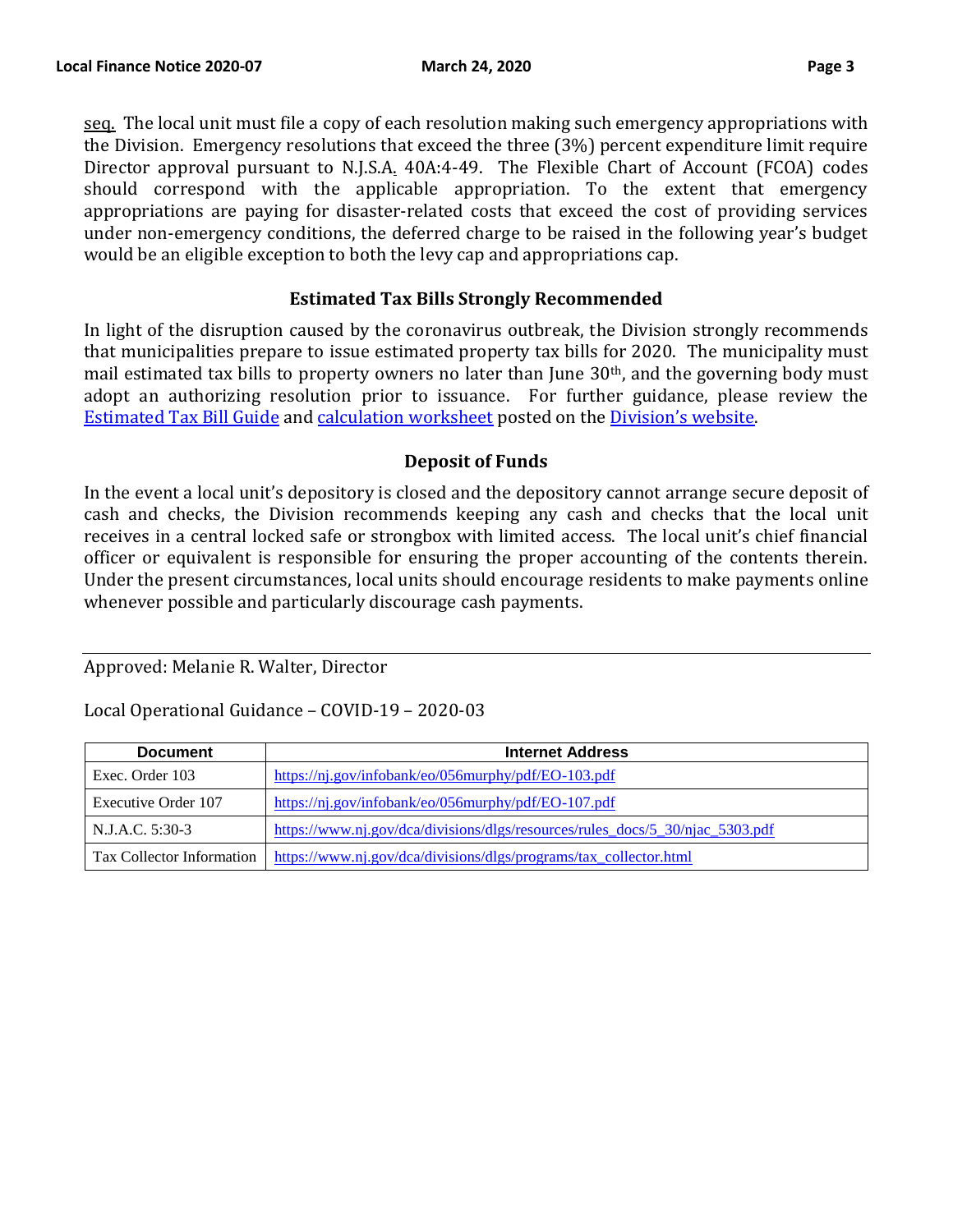seq. The local unit must file a copy of each resolution making such emergency appropriations with the Division. Emergency resolutions that exceed the three (3%) percent expenditure limit require Director approval pursuant to N.J.S.A. 40A:4-49. The Flexible Chart of Account (FCOA) codes should correspond with the applicable appropriation. To the extent that emergency appropriations are paying for disaster-related costs that exceed the cost of providing services under non-emergency conditions, the deferred charge to be raised in the following year's budget would be an eligible exception to both the levy cap and appropriations cap.

### Estimated Tax Bills Strongly Recommended

In light of the disruption caused by the coronavirus outbreak, the Division strongly recommends that municipalities prepare to issue estimated property tax bills for 2020. The municipality must mail estimated tax bills to property owners no later than June 30th, and the governing body must adopt an authorizing resolution prior to issuance. For further guidance, please review the Estimated Tax Bill Guide and calculation worksheet posted on the Division's website.

### Deposit of Funds

In the event a local unit's depository is closed and the depository cannot arrange secure deposit of cash and checks, the Division recommends keeping any cash and checks that the local unit receives in a central locked safe or strongbox with limited access. The local unit's chief financial officer or equivalent is responsible for ensuring the proper accounting of the contents therein. Under the present circumstances, local units should encourage residents to make payments online whenever possible and particularly discourage cash payments.

---

Approved: Melanie R. Walter, Director

Local Operational Guidance – COVID-19 – 2020-03

| Document | Internet Address |
|---|---|
| Exec. Order 103 | https://nj.gov/infobank/eo/056murphy/pdf/EO-103.pdf |
| Executive Order 107 | https://nj.gov/infobank/eo/056murphy/pdf/EO-107.pdf |
| N.J.A.C. 5:30-3 | https://www.nj.gov/dca/divisions/dlgs/resources/rules_docs/5_30/njac_5303.pdf |
| Tax Collector Information | https://www.nj.gov/dca/divisions/dlgs/programs/tax_collector.html |